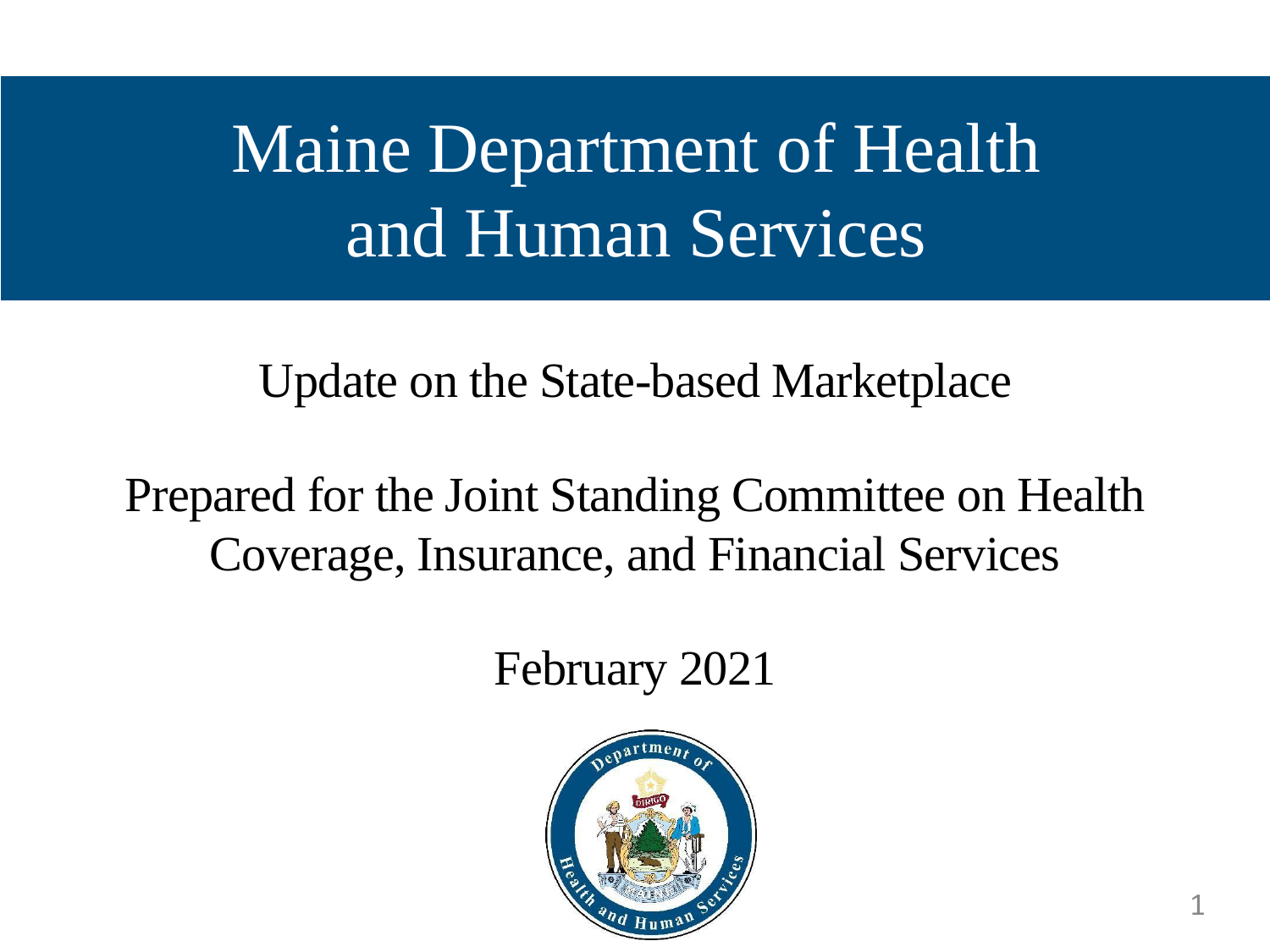# Maine Department of Health and Human Services

Update on the State-based Marketplace

Prepared for the Joint Standing Committee on Health Coverage, Insurance, and Financial Services

February 2021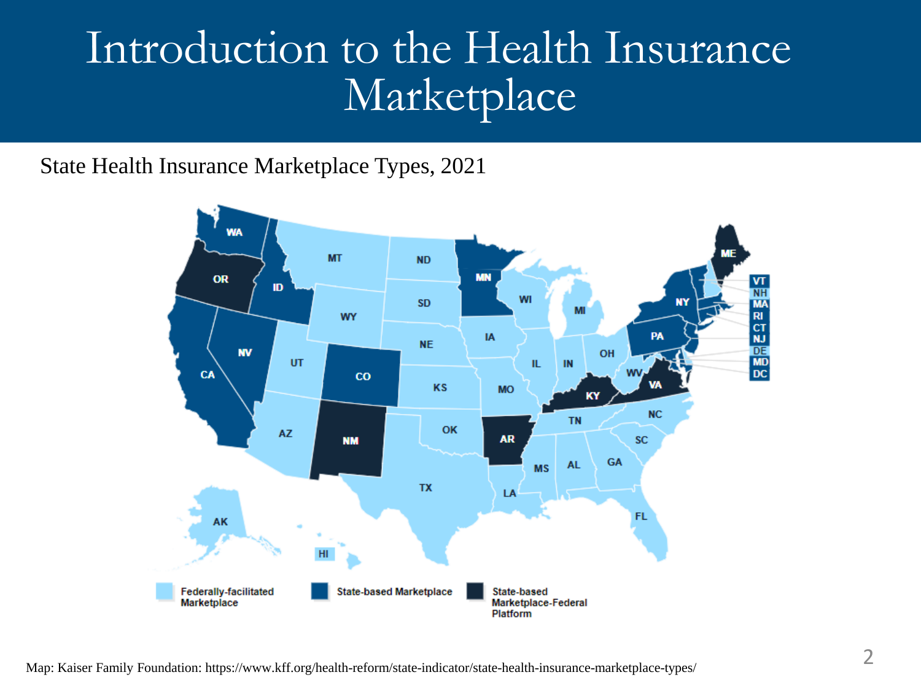# Introduction to the Health Insurance Marketplace

State Health Insurance Marketplace Types, 2021

Map: Kaiser Family Foundation: https://www.kff.org/health-reform/state-indicator/state-health-insurance-marketplace-types/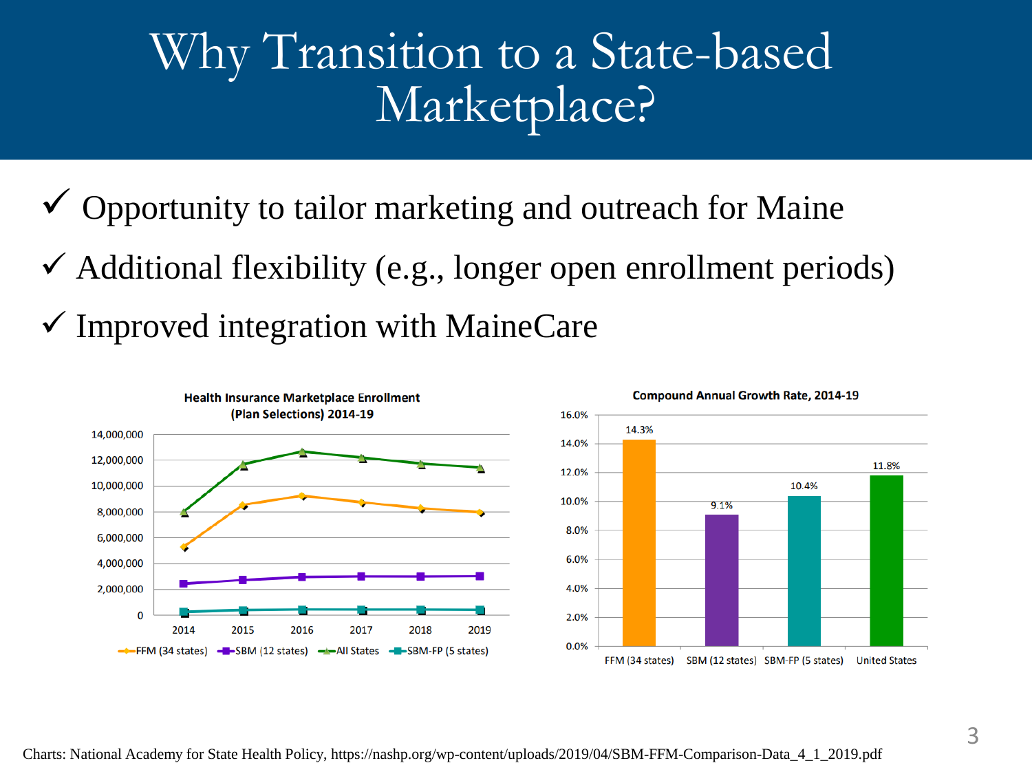# Why Transition to a State-based Marketplace?

- ✓ Opportunity to tailor marketing and outreach for Maine
- ✓ Additional flexibility (e.g., longer open enrollment periods)
- ✓ Improved integration with MaineCare

**Health Insurance Marketplace Enrollment (Plan Selections) 2014-19**

Legend: FFM (34 states), SBM (12 states), All States, SBM-FP (5 states)

**Compound Annual Growth Rate, 2014-19**

| | FFM (34 states) | SBM (12 states) | SBM-FP (5 states) | United States |
|---|---|---|---|---|
| Compound Annual Growth Rate, 2014-19 | 14.3% | 9.1% | 10.4% | 11.8% |

Charts: National Academy for State Health Policy, https://nashp.org/wp-content/uploads/2019/04/SBM-FFM-Comparison-Data_4_1_2019.pdf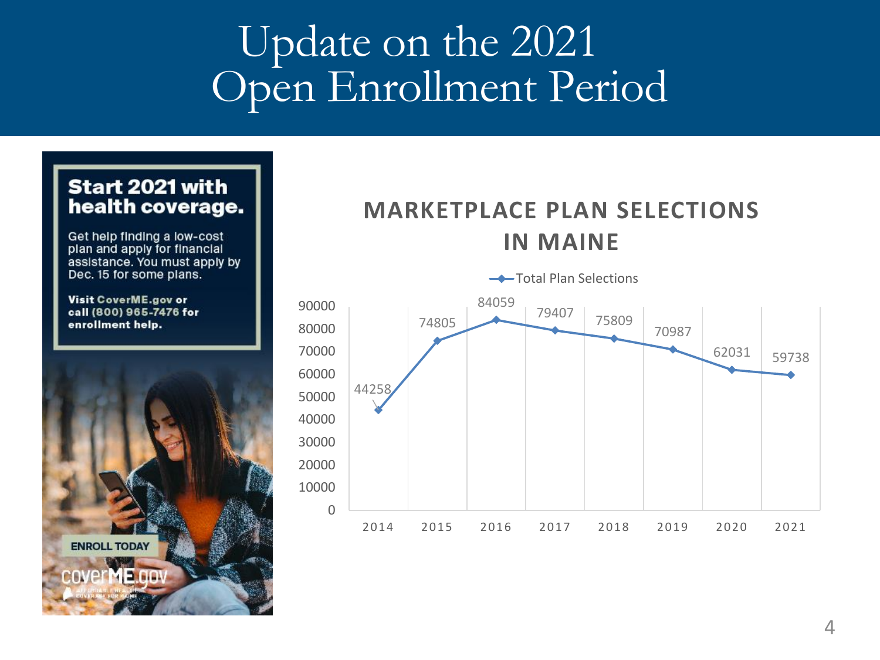# Update on the 2021 Open Enrollment Period

**Start 2021 with health coverage.**

Get help finding a low-cost plan and apply for financial assistance. You must apply by Dec. 15 for some plans.

**Visit CoverME.gov or call (800) 965-7476 for enrollment help.**

ENROLL TODAY

coverME.gov

## MARKETPLACE PLAN SELECTIONS IN MAINE

| Year | Total Plan Selections |
|---|---|
| 2014 | 44258 |
| 2015 | 74805 |
| 2016 | 84059 |
| 2017 | 79407 |
| 2018 | 75809 |
| 2019 | 70987 |
| 2020 | 62031 |
| 2021 | 59738 |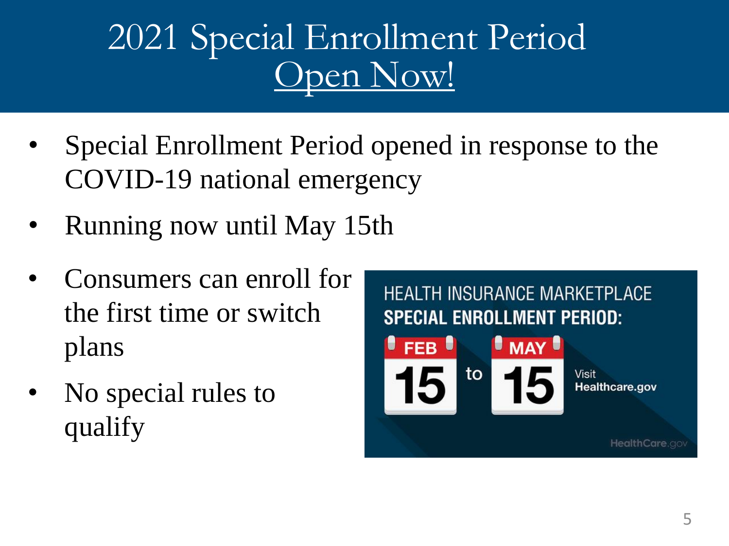# 2021 Special Enrollment Period Open Now!

- Special Enrollment Period opened in response to the COVID-19 national emergency
- Running now until May 15th
- Consumers can enroll for the first time or switch plans
- No special rules to qualify

HEALTH INSURANCE MARKETPLACE
**SPECIAL ENROLLMENT PERIOD:**

FEB 15 to MAY 15

Visit **Healthcare.gov**

HealthCare.gov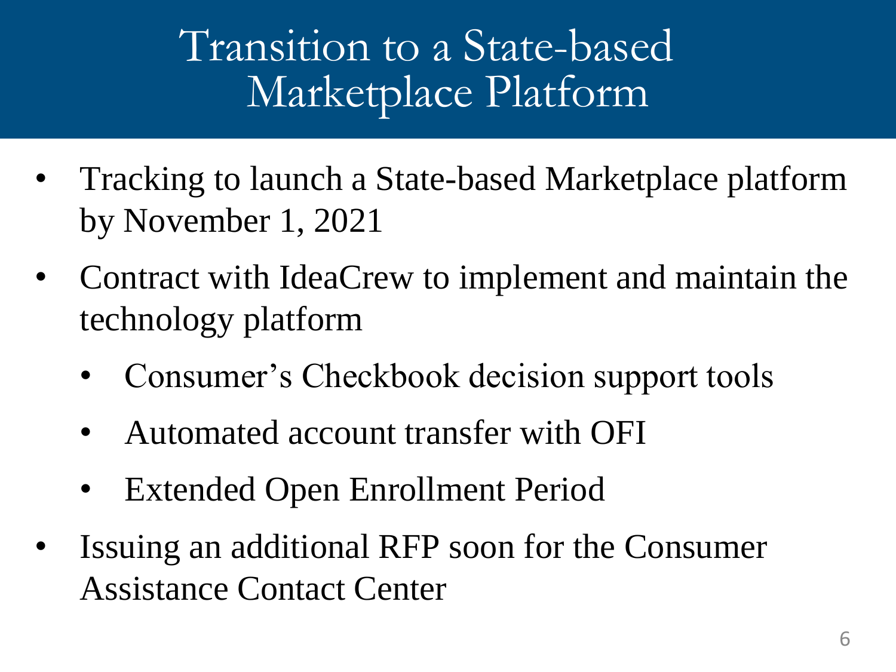# Transition to a State-based Marketplace Platform

- Tracking to launch a State-based Marketplace platform by November 1, 2021
- Contract with IdeaCrew to implement and maintain the technology platform
  - Consumer's Checkbook decision support tools
  - Automated account transfer with OFI
  - Extended Open Enrollment Period
- Issuing an additional RFP soon for the Consumer Assistance Contact Center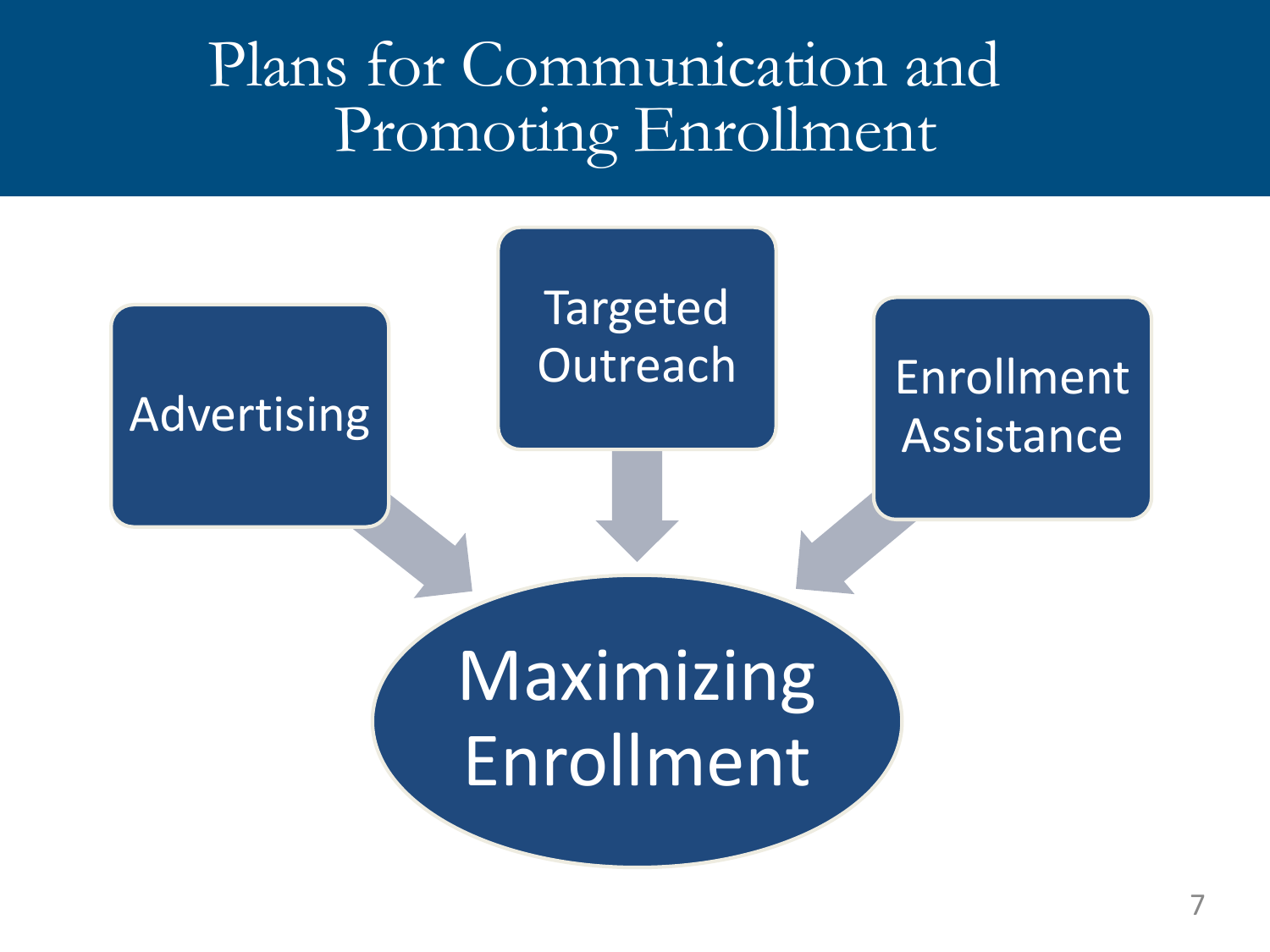# Plans for Communication and Promoting Enrollment

- Advertising
- Targeted Outreach
- Enrollment Assistance

**Maximizing Enrollment**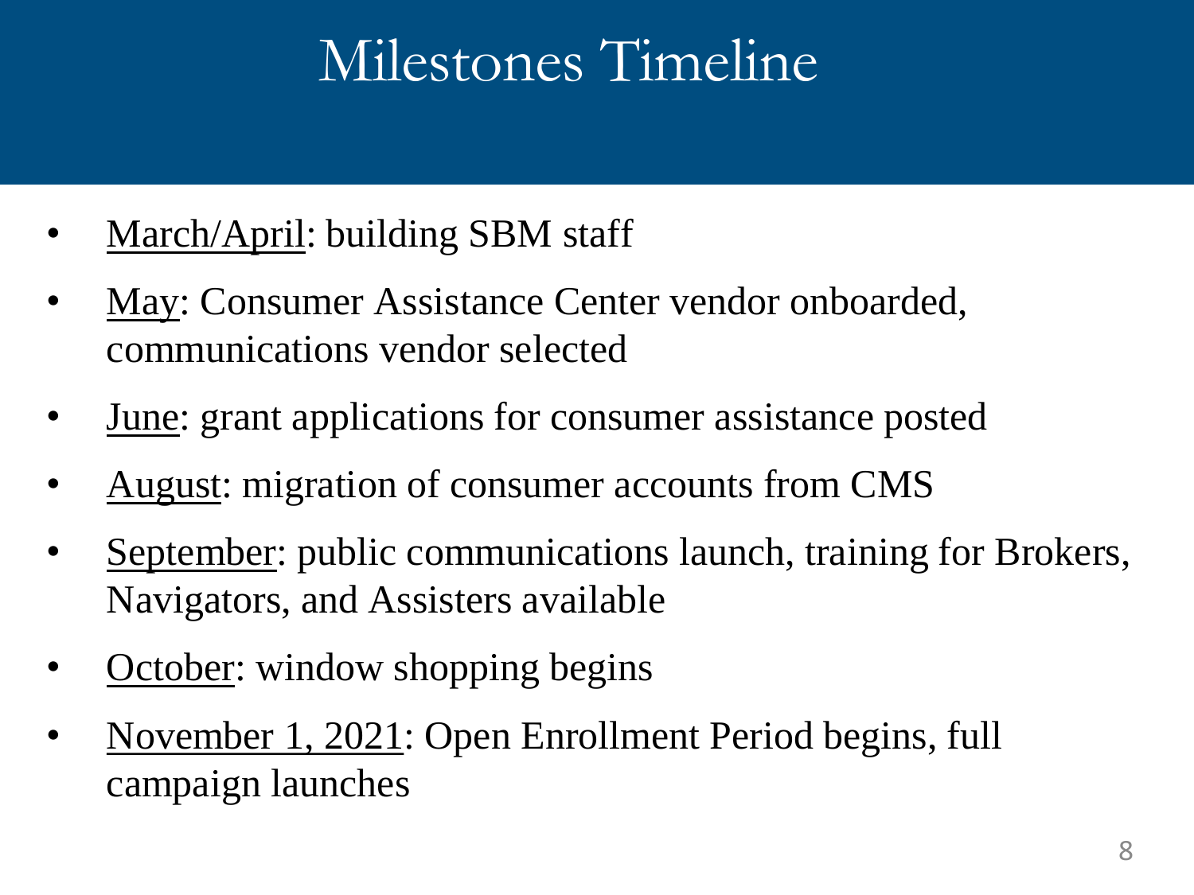# Milestones Timeline

- March/April: building SBM staff
- May: Consumer Assistance Center vendor onboarded, communications vendor selected
- June: grant applications for consumer assistance posted
- August: migration of consumer accounts from CMS
- September: public communications launch, training for Brokers, Navigators, and Assisters available
- October: window shopping begins
- November 1, 2021: Open Enrollment Period begins, full campaign launches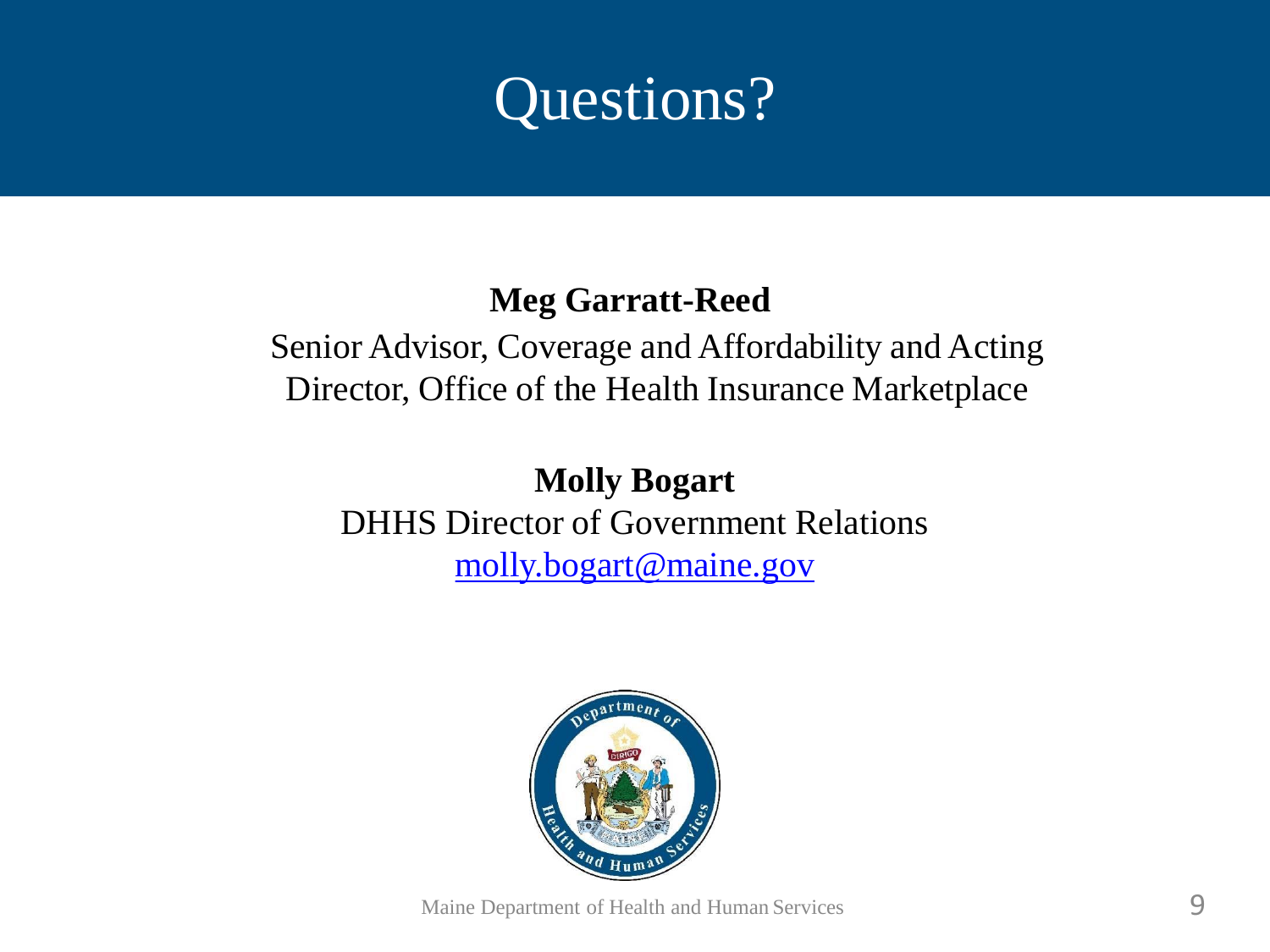# Questions?

**Meg Garratt-Reed**

Senior Advisor, Coverage and Affordability and Acting Director, Office of the Health Insurance Marketplace

**Molly Bogart**

DHHS Director of Government Relations

molly.bogart@maine.gov